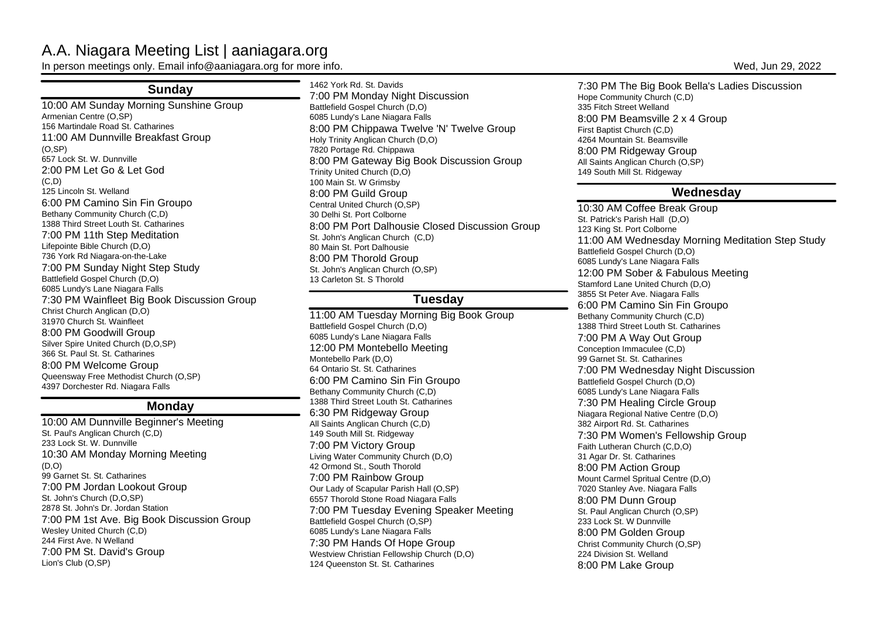# A.A. Niagara Meeting List | aaniagara.org

In person meetings only. Email info@aaniagara.org for more info.

Wed, Jun 29, 2022

## Sunday

10:00 AM Sunday Morning Sunshine Group
Armenian Centre (O,SP)
156 Martindale Road St. Catharines

11:00 AM Dunnville Breakfast Group
(O,SP)
657 Lock St. W. Dunnville

2:00 PM Let Go & Let God
(C,D)
125 Lincoln St. Welland

6:00 PM Camino Sin Fin Groupo
Bethany Community Church (C,D)
1388 Third Street Louth St. Catharines

7:00 PM 11th Step Meditation
Lifepointe Bible Church (D,O)
736 York Rd Niagara-on-the-Lake

7:00 PM Sunday Night Step Study
Battlefield Gospel Church (D,O)
6085 Lundy's Lane Niagara Falls

7:30 PM Wainfleet Big Book Discussion Group
Christ Church Anglican (D,O)
31970 Church St. Wainfleet

8:00 PM Goodwill Group
Silver Spire United Church (D,O,SP)
366 St. Paul St. St. Catharines

8:00 PM Welcome Group
Queensway Free Methodist Church (O,SP)
4397 Dorchester Rd. Niagara Falls

## Monday

10:00 AM Dunnville Beginner's Meeting
St. Paul's Anglican Church (C,D)
233 Lock St. W. Dunnville

10:30 AM Monday Morning Meeting
(D,O)
99 Garnet St. St. Catharines

7:00 PM Jordan Lookout Group
St. John's Church (D,O,SP)
2878 St. John's Dr. Jordan Station

7:00 PM 1st Ave. Big Book Discussion Group
Wesley United Church (C,D)
244 First Ave. N Welland

7:00 PM St. David's Group
Lion's Club (O,SP)
1462 York Rd. St. Davids

7:00 PM Monday Night Discussion
Battlefield Gospel Church (D,O)
6085 Lundy's Lane Niagara Falls

8:00 PM Chippawa Twelve 'N' Twelve Group
Holy Trinity Anglican Church (D,O)
7820 Portage Rd. Chippawa

8:00 PM Gateway Big Book Discussion Group
Trinity United Church (D,O)
100 Main St. W Grimsby

8:00 PM Guild Group
Central United Church (O,SP)
30 Delhi St. Port Colborne

8:00 PM Port Dalhousie Closed Discussion Group
St. John's Anglican Church (C,D)
80 Main St. Port Dalhousie

8:00 PM Thorold Group
St. John's Anglican Church (O,SP)
13 Carleton St. S Thorold

## Tuesday

11:00 AM Tuesday Morning Big Book Group
Battlefield Gospel Church (D,O)
6085 Lundy's Lane Niagara Falls

12:00 PM Montebello Meeting
Montebello Park (D,O)
64 Ontario St. St. Catharines

6:00 PM Camino Sin Fin Groupo
Bethany Community Church (C,D)
1388 Third Street Louth St. Catharines

6:30 PM Ridgeway Group
All Saints Anglican Church (C,D)
149 South Mill St. Ridgeway

7:00 PM Victory Group
Living Water Community Church (D,O)
42 Ormond St., South Thorold

7:00 PM Rainbow Group
Our Lady of Scapular Parish Hall (O,SP)
6557 Thorold Stone Road Niagara Falls

7:00 PM Tuesday Evening Speaker Meeting
Battlefield Gospel Church (O,SP)
6085 Lundy's Lane Niagara Falls

7:30 PM Hands Of Hope Group
Westview Christian Fellowship Church (D,O)
124 Queenston St. St. Catharines

7:30 PM The Big Book Bella's Ladies Discussion
Hope Community Church (C,D)
335 Fitch Street Welland

8:00 PM Beamsville 2 x 4 Group
First Baptist Church (C,D)
4264 Mountain St. Beamsville

8:00 PM Ridgeway Group
All Saints Anglican Church (O,SP)
149 South Mill St. Ridgeway

## Wednesday

10:30 AM Coffee Break Group
St. Patrick's Parish Hall (D,O)
123 King St. Port Colborne

11:00 AM Wednesday Morning Meditation Step Study
Battlefield Gospel Church (D,O)
6085 Lundy's Lane Niagara Falls

12:00 PM Sober & Fabulous Meeting
Stamford Lane United Church (D,O)
3855 St Peter Ave. Niagara Falls

6:00 PM Camino Sin Fin Groupo
Bethany Community Church (C,D)
1388 Third Street Louth St. Catharines

7:00 PM A Way Out Group
Conception Immaculee (C,D)
99 Garnet St. St. Catharines

7:00 PM Wednesday Night Discussion
Battlefield Gospel Church (D,O)
6085 Lundy's Lane Niagara Falls

7:30 PM Healing Circle Group
Niagara Regional Native Centre (D,O)
382 Airport Rd. St. Catharines

7:30 PM Women's Fellowship Group
Faith Lutheran Church (C,D,O)
31 Agar Dr. St. Catharines

8:00 PM Action Group
Mount Carmel Spritual Centre (D,O)
7020 Stanley Ave. Niagara Falls

8:00 PM Dunn Group
St. Paul Anglican Church (O,SP)
233 Lock St. W Dunnville

8:00 PM Golden Group
Christ Community Church (O,SP)
224 Division St. Welland

8:00 PM Lake Group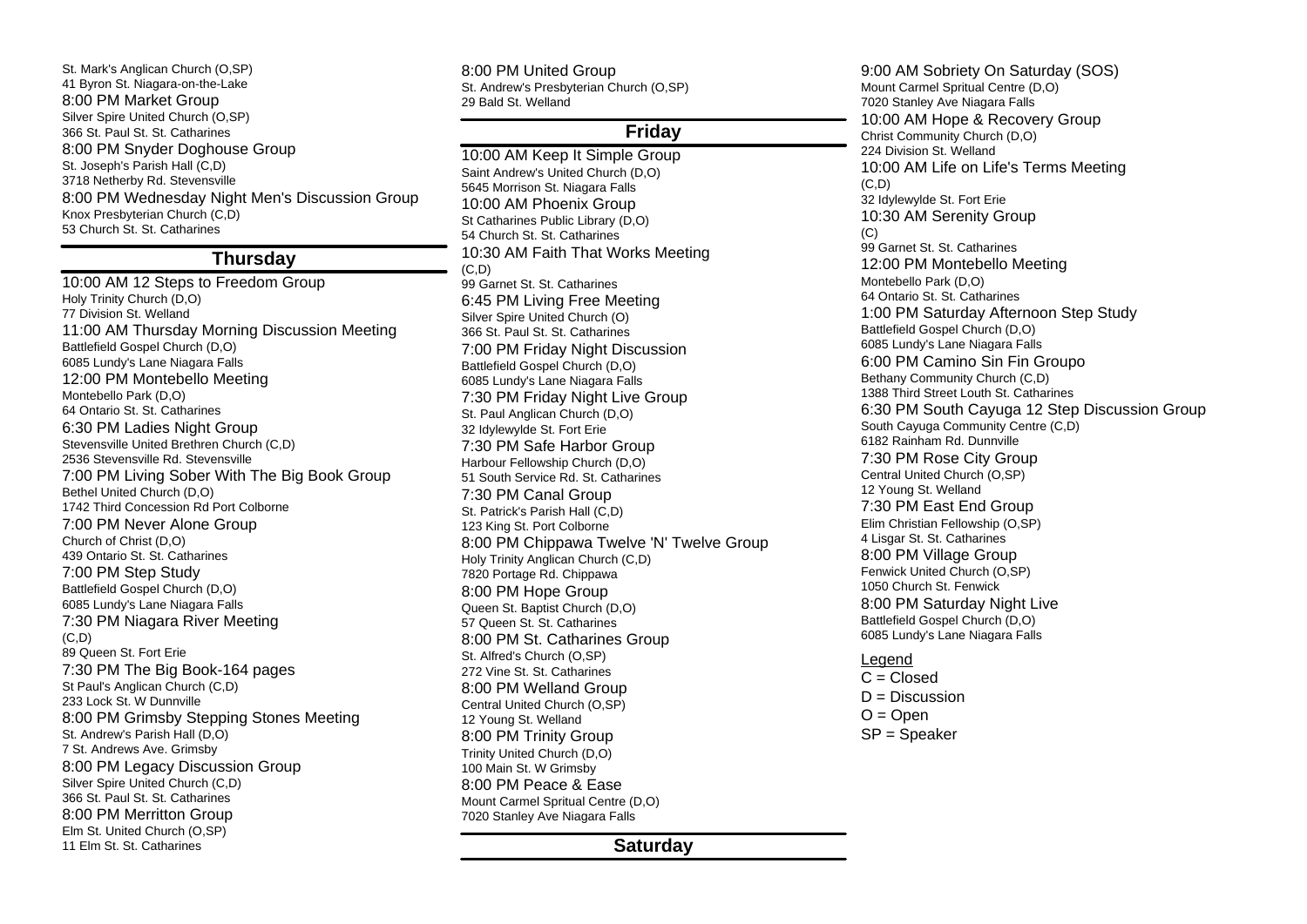St. Mark's Anglican Church (O,SP)
41 Byron St. Niagara-on-the-Lake

8:00 PM Market Group
Silver Spire United Church (O,SP)
366 St. Paul St. St. Catharines

8:00 PM Snyder Doghouse Group
St. Joseph's Parish Hall (C,D)
3718 Netherby Rd. Stevensville

8:00 PM Wednesday Night Men's Discussion Group
Knox Presbyterian Church (C,D)
53 Church St. St. Catharines

## Thursday

10:00 AM 12 Steps to Freedom Group
Holy Trinity Church (D,O)
77 Division St. Welland

11:00 AM Thursday Morning Discussion Meeting
Battlefield Gospel Church (D,O)
6085 Lundy's Lane Niagara Falls

12:00 PM Montebello Meeting
Montebello Park (D,O)
64 Ontario St. St. Catharines

6:30 PM Ladies Night Group
Stevensville United Brethren Church (C,D)
2536 Stevensville Rd. Stevensville

7:00 PM Living Sober With The Big Book Group
Bethel United Church (D,O)
1742 Third Concession Rd Port Colborne

7:00 PM Never Alone Group
Church of Christ (D,O)
439 Ontario St. St. Catharines

7:00 PM Step Study
Battlefield Gospel Church (D,O)
6085 Lundy's Lane Niagara Falls

7:30 PM Niagara River Meeting
(C,D)
89 Queen St. Fort Erie

7:30 PM The Big Book-164 pages
St Paul's Anglican Church (C,D)
233 Lock St. W Dunnville

8:00 PM Grimsby Stepping Stones Meeting
St. Andrew's Parish Hall (D,O)
7 St. Andrews Ave. Grimsby

8:00 PM Legacy Discussion Group
Silver Spire United Church (C,D)
366 St. Paul St. St. Catharines

8:00 PM Merritton Group
Elm St. United Church (O,SP)
11 Elm St. St. Catharines

8:00 PM United Group
St. Andrew's Presbyterian Church (O,SP)
29 Bald St. Welland

## Friday

10:00 AM Keep It Simple Group
Saint Andrew's United Church (D,O)
5645 Morrison St. Niagara Falls

10:00 AM Phoenix Group
St Catharines Public Library (D,O)
54 Church St. St. Catharines

10:30 AM Faith That Works Meeting
(C,D)
99 Garnet St. St. Catharines

6:45 PM Living Free Meeting
Silver Spire United Church (O)
366 St. Paul St. St. Catharines

7:00 PM Friday Night Discussion
Battlefield Gospel Church (D,O)
6085 Lundy's Lane Niagara Falls

7:30 PM Friday Night Live Group
St. Paul Anglican Church (D,O)
32 Idylewylde St. Fort Erie

7:30 PM Safe Harbor Group
Harbour Fellowship Church (D,O)
51 South Service Rd. St. Catharines

7:30 PM Canal Group
St. Patrick's Parish Hall (C,D)
123 King St. Port Colborne

8:00 PM Chippawa Twelve 'N' Twelve Group
Holy Trinity Anglican Church (C,D)
7820 Portage Rd. Chippawa

8:00 PM Hope Group
Queen St. Baptist Church (D,O)
57 Queen St. St. Catharines

8:00 PM St. Catharines Group
St. Alfred's Church (O,SP)
272 Vine St. St. Catharines

8:00 PM Welland Group
Central United Church (O,SP)
12 Young St. Welland

8:00 PM Trinity Group
Trinity United Church (D,O)
100 Main St. W Grimsby

8:00 PM Peace & Ease
Mount Carmel Spritual Centre (D,O)
7020 Stanley Ave Niagara Falls

## Saturday

9:00 AM Sobriety On Saturday (SOS)
Mount Carmel Spritual Centre (D,O)
7020 Stanley Ave Niagara Falls

10:00 AM Hope & Recovery Group
Christ Community Church (D,O)
224 Division St. Welland

10:00 AM Life on Life's Terms Meeting
(C,D)
32 Idylewylde St. Fort Erie

10:30 AM Serenity Group
(C)
99 Garnet St. St. Catharines

12:00 PM Montebello Meeting
Montebello Park (D,O)
64 Ontario St. St. Catharines

1:00 PM Saturday Afternoon Step Study
Battlefield Gospel Church (D,O)
6085 Lundy's Lane Niagara Falls

6:00 PM Camino Sin Fin Groupo
Bethany Community Church (C,D)
1388 Third Street Louth St. Catharines

6:30 PM South Cayuga 12 Step Discussion Group
South Cayuga Community Centre (C,D)
6182 Rainham Rd. Dunnville

7:30 PM Rose City Group
Central United Church (O,SP)
12 Young St. Welland

7:30 PM East End Group
Elim Christian Fellowship (O,SP)
4 Lisgar St. St. Catharines

8:00 PM Village Group
Fenwick United Church (O,SP)
1050 Church St. Fenwick

8:00 PM Saturday Night Live
Battlefield Gospel Church (D,O)
6085 Lundy's Lane Niagara Falls

Legend

C = Closed
D = Discussion
O = Open
SP = Speaker